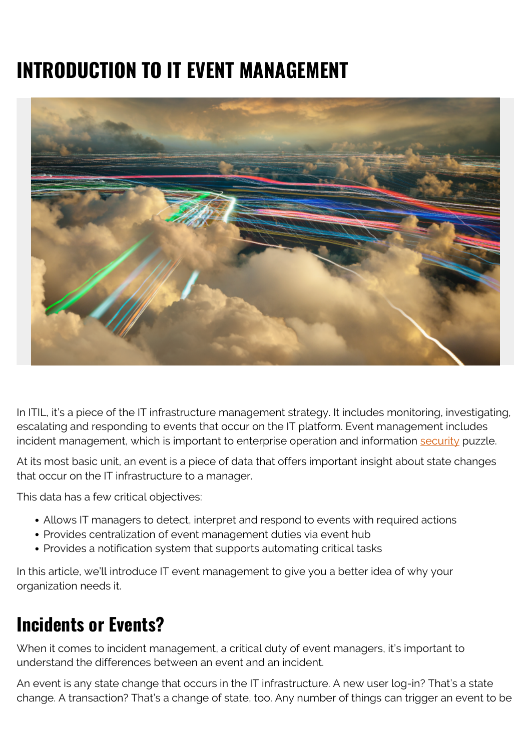# INTRODUCTION TO IT EVENT MANAGEMENT

In ITIL, it's a piece of the IT infrastructure management strategy. It includes monitoring, investigating, escalating and responding to events that occur on the IT platform. Event management includes incident management, which is important to enterprise operation and information security puzzle.

At its most basic unit, an event is a piece of data that offers important insight about state changes that occur on the IT infrastructure to a manager.

This data has a few critical objectives:

- Allows IT managers to detect, interpret and respond to events with required actions
- Provides centralization of event management duties via event hub
- Provides a notification system that supports automating critical tasks

In this article, we'll introduce IT event management to give you a better idea of why your organization needs it.

## Incidents or Events?

When it comes to incident management, a critical duty of event managers, it's important to understand the differences between an event and an incident.

An event is any state change that occurs in the IT infrastructure. A new user log-in? That's a state change. A transaction? That's a change of state, too. Any number of things can trigger an event to be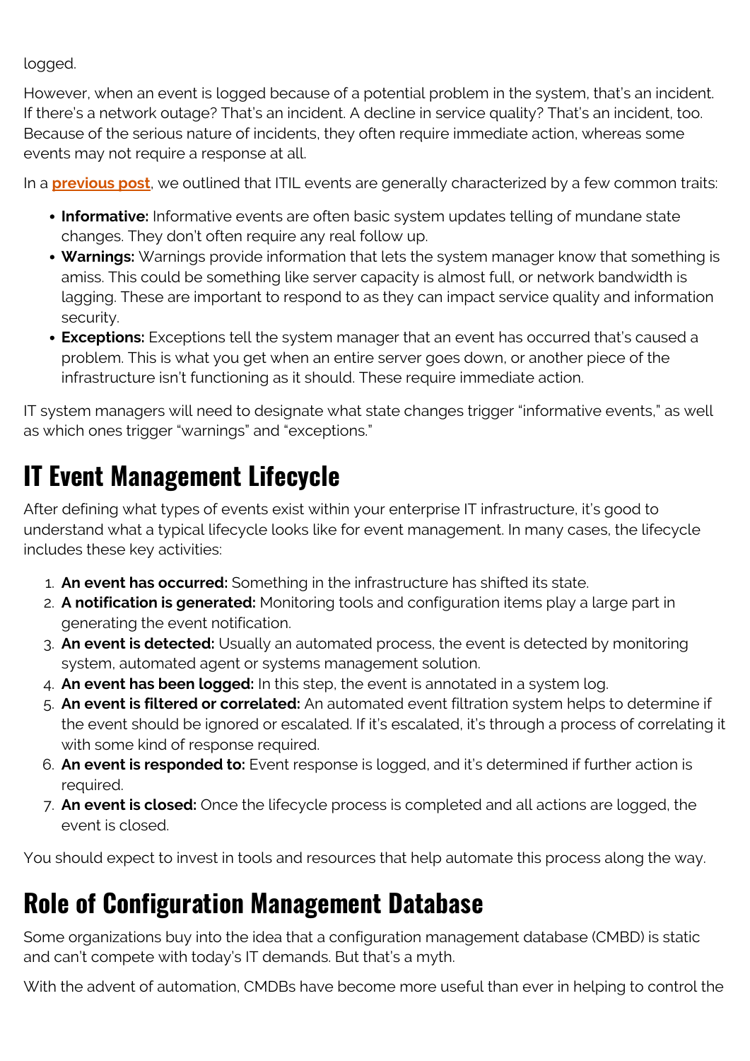logged.

However, when an event is logged because of a potential problem in the system, that's an incident. If there's a network outage? That's an incident. A decline in service quality? That's an incident, too. Because of the serious nature of incidents, they often require immediate action, whereas some events may not require a response at all.

In a **previous post**, we outlined that ITIL events are generally characterized by a few common traits:

- **Informative:** Informative events are often basic system updates telling of mundane state changes. They don't often require any real follow up.
- **Warnings:** Warnings provide information that lets the system manager know that something is amiss. This could be something like server capacity is almost full, or network bandwidth is lagging. These are important to respond to as they can impact service quality and information security.
- **Exceptions:** Exceptions tell the system manager that an event has occurred that's caused a problem. This is what you get when an entire server goes down, or another piece of the infrastructure isn't functioning as it should. These require immediate action.

IT system managers will need to designate what state changes trigger "informative events," as well as which ones trigger "warnings" and "exceptions."

## IT Event Management Lifecycle

After defining what types of events exist within your enterprise IT infrastructure, it's good to understand what a typical lifecycle looks like for event management. In many cases, the lifecycle includes these key activities:

1. **An event has occurred:** Something in the infrastructure has shifted its state.
2. **A notification is generated:** Monitoring tools and configuration items play a large part in generating the event notification.
3. **An event is detected:** Usually an automated process, the event is detected by monitoring system, automated agent or systems management solution.
4. **An event has been logged:** In this step, the event is annotated in a system log.
5. **An event is filtered or correlated:** An automated event filtration system helps to determine if the event should be ignored or escalated. If it's escalated, it's through a process of correlating it with some kind of response required.
6. **An event is responded to:** Event response is logged, and it's determined if further action is required.
7. **An event is closed:** Once the lifecycle process is completed and all actions are logged, the event is closed.

You should expect to invest in tools and resources that help automate this process along the way.

## Role of Configuration Management Database

Some organizations buy into the idea that a configuration management database (CMBD) is static and can't compete with today's IT demands. But that's a myth.

With the advent of automation, CMDBs have become more useful than ever in helping to control the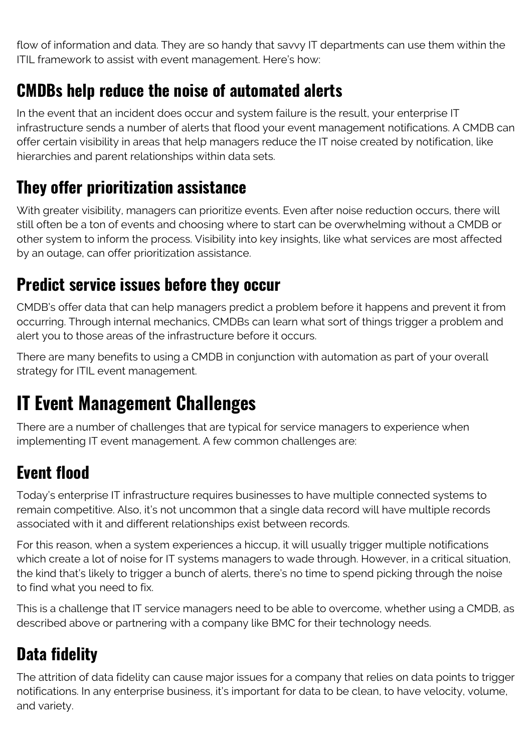flow of information and data. They are so handy that savvy IT departments can use them within the ITIL framework to assist with event management. Here's how:

## CMDBs help reduce the noise of automated alerts

In the event that an incident does occur and system failure is the result, your enterprise IT infrastructure sends a number of alerts that flood your event management notifications. A CMDB can offer certain visibility in areas that help managers reduce the IT noise created by notification, like hierarchies and parent relationships within data sets.

## They offer prioritization assistance

With greater visibility, managers can prioritize events. Even after noise reduction occurs, there will still often be a ton of events and choosing where to start can be overwhelming without a CMDB or other system to inform the process. Visibility into key insights, like what services are most affected by an outage, can offer prioritization assistance.

## Predict service issues before they occur

CMDB's offer data that can help managers predict a problem before it happens and prevent it from occurring. Through internal mechanics, CMDBs can learn what sort of things trigger a problem and alert you to those areas of the infrastructure before it occurs.

There are many benefits to using a CMDB in conjunction with automation as part of your overall strategy for ITIL event management.

# IT Event Management Challenges

There are a number of challenges that are typical for service managers to experience when implementing IT event management. A few common challenges are:

## Event flood

Today's enterprise IT infrastructure requires businesses to have multiple connected systems to remain competitive. Also, it's not uncommon that a single data record will have multiple records associated with it and different relationships exist between records.

For this reason, when a system experiences a hiccup, it will usually trigger multiple notifications which create a lot of noise for IT systems managers to wade through. However, in a critical situation, the kind that's likely to trigger a bunch of alerts, there's no time to spend picking through the noise to find what you need to fix.

This is a challenge that IT service managers need to be able to overcome, whether using a CMDB, as described above or partnering with a company like BMC for their technology needs.

## Data fidelity

The attrition of data fidelity can cause major issues for a company that relies on data points to trigger notifications. In any enterprise business, it's important for data to be clean, to have velocity, volume, and variety.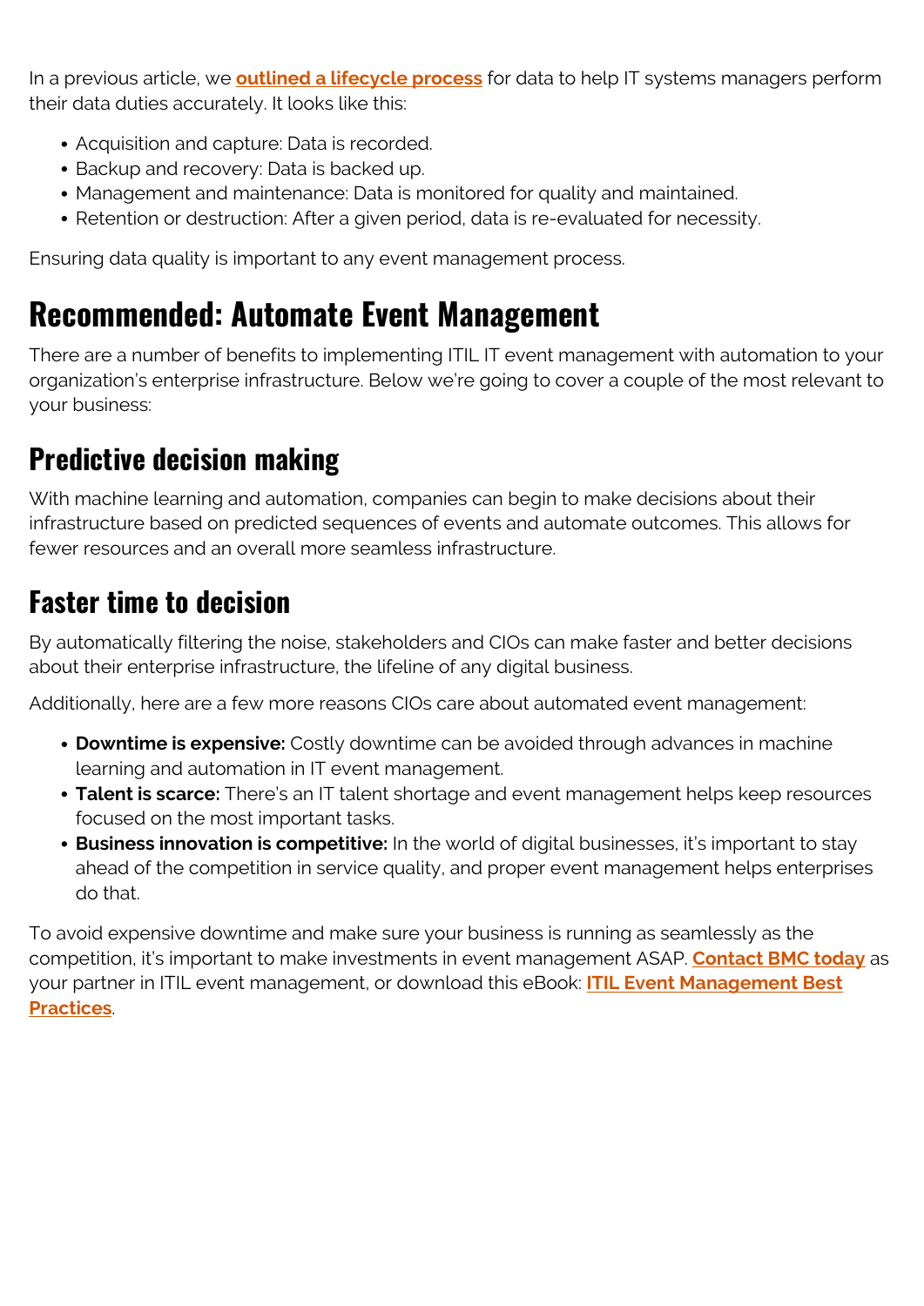In a previous article, we **[outlined a lifecycle process]()** for data to help IT systems managers perform their data duties accurately. It looks like this:

- Acquisition and capture: Data is recorded.
- Backup and recovery: Data is backed up.
- Management and maintenance: Data is monitored for quality and maintained.
- Retention or destruction: After a given period, data is re-evaluated for necessity.

Ensuring data quality is important to any event management process.

# Recommended: Automate Event Management

There are a number of benefits to implementing ITIL IT event management with automation to your organization's enterprise infrastructure. Below we're going to cover a couple of the most relevant to your business:

## Predictive decision making

With machine learning and automation, companies can begin to make decisions about their infrastructure based on predicted sequences of events and automate outcomes. This allows for fewer resources and an overall more seamless infrastructure.

## Faster time to decision

By automatically filtering the noise, stakeholders and CIOs can make faster and better decisions about their enterprise infrastructure, the lifeline of any digital business.

Additionally, here are a few more reasons CIOs care about automated event management:

- **Downtime is expensive:** Costly downtime can be avoided through advances in machine learning and automation in IT event management.
- **Talent is scarce:** There's an IT talent shortage and event management helps keep resources focused on the most important tasks.
- **Business innovation is competitive:** In the world of digital businesses, it's important to stay ahead of the competition in service quality, and proper event management helps enterprises do that.

To avoid expensive downtime and make sure your business is running as seamlessly as the competition, it's important to make investments in event management ASAP. **Contact BMC today** as your partner in ITIL event management, or download this eBook: **ITIL Event Management Best Practices**.